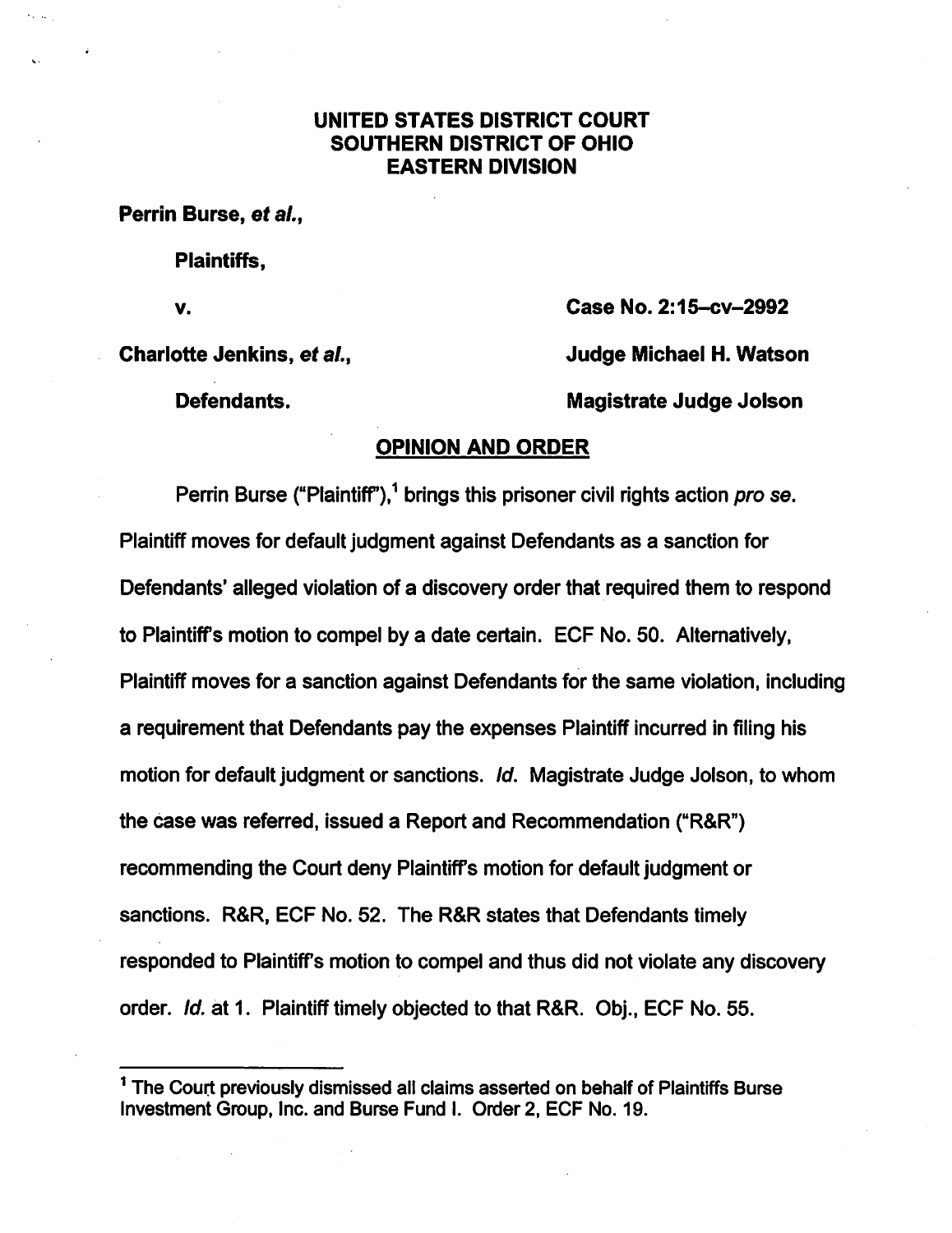# UNITED STATES DISTRICT COURT
# SOUTHERN DISTRICT OF OHIO
# EASTERN DIVISION

**Perrin Burse, *et al.*,**

**Plaintiffs,**

**v.**

**Charlotte Jenkins, *et al.*,**

**Defendants.**

**Case No. 2:15–cv–2992**

**Judge Michael H. Watson**

**Magistrate Judge Jolson**

## OPINION AND ORDER

Perrin Burse ("Plaintiff"),[1] brings this prisoner civil rights action *pro se*. Plaintiff moves for default judgment against Defendants as a sanction for Defendants' alleged violation of a discovery order that required them to respond to Plaintiff's motion to compel by a date certain. ECF No. 50. Alternatively, Plaintiff moves for a sanction against Defendants for the same violation, including a requirement that Defendants pay the expenses Plaintiff incurred in filing his motion for default judgment or sanctions. *Id.* Magistrate Judge Jolson, to whom the case was referred, issued a Report and Recommendation ("R&R") recommending the Court deny Plaintiff's motion for default judgment or sanctions. R&R, ECF No. 52. The R&R states that Defendants timely responded to Plaintiff's motion to compel and thus did not violate any discovery order. *Id.* at 1. Plaintiff timely objected to that R&R. Obj., ECF No. 55.

---

[1] The Court previously dismissed all claims asserted on behalf of Plaintiffs Burse Investment Group, Inc. and Burse Fund I. Order 2, ECF No. 19.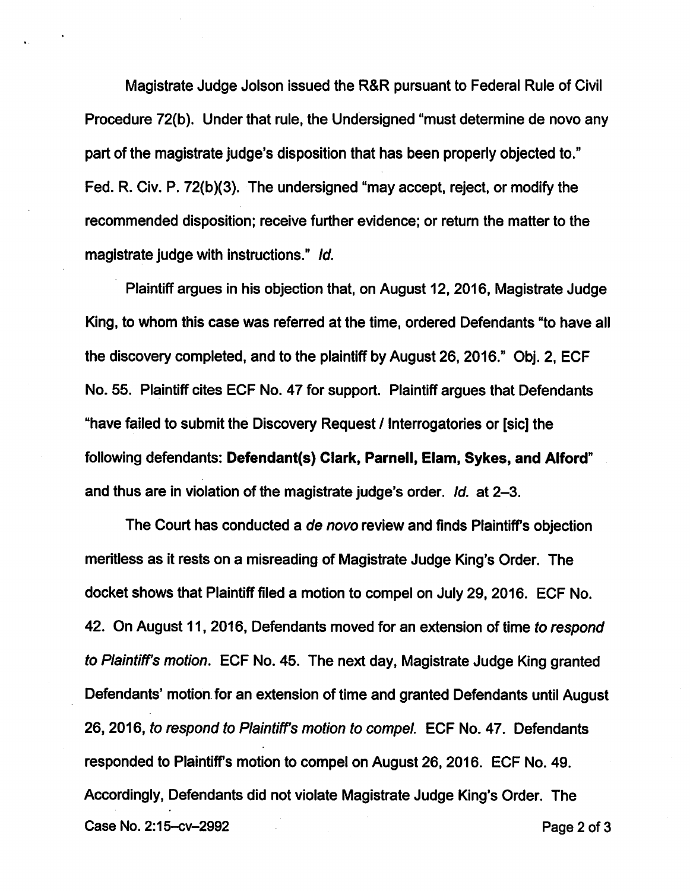Magistrate Judge Jolson issued the R&R pursuant to Federal Rule of Civil Procedure 72(b). Under that rule, the Undersigned "must determine de novo any part of the magistrate judge's disposition that has been properly objected to." Fed. R. Civ. P. 72(b)(3). The undersigned "may accept, reject, or modify the recommended disposition; receive further evidence; or return the matter to the magistrate judge with instructions." *Id.*

Plaintiff argues in his objection that, on August 12, 2016, Magistrate Judge King, to whom this case was referred at the time, ordered Defendants "to have all the discovery completed, and to the plaintiff by August 26, 2016." Obj. 2, ECF No. 55. Plaintiff cites ECF No. 47 for support. Plaintiff argues that Defendants "have failed to submit the Discovery Request / Interrogatories or [sic] the following defendants: **Defendant(s) Clark, Parnell, Elam, Sykes, and Alford**" and thus are in violation of the magistrate judge's order. *Id.* at 2–3.

The Court has conducted a *de novo* review and finds Plaintiff's objection meritless as it rests on a misreading of Magistrate Judge King's Order. The docket shows that Plaintiff filed a motion to compel on July 29, 2016. ECF No. 42. On August 11, 2016, Defendants moved for an extension of time *to respond to Plaintiff's motion*. ECF No. 45. The next day, Magistrate Judge King granted Defendants' motion for an extension of time and granted Defendants until August 26, 2016, *to respond to Plaintiff's motion to compel*. ECF No. 47. Defendants responded to Plaintiff's motion to compel on August 26, 2016. ECF No. 49. Accordingly, Defendants did not violate Magistrate Judge King's Order. The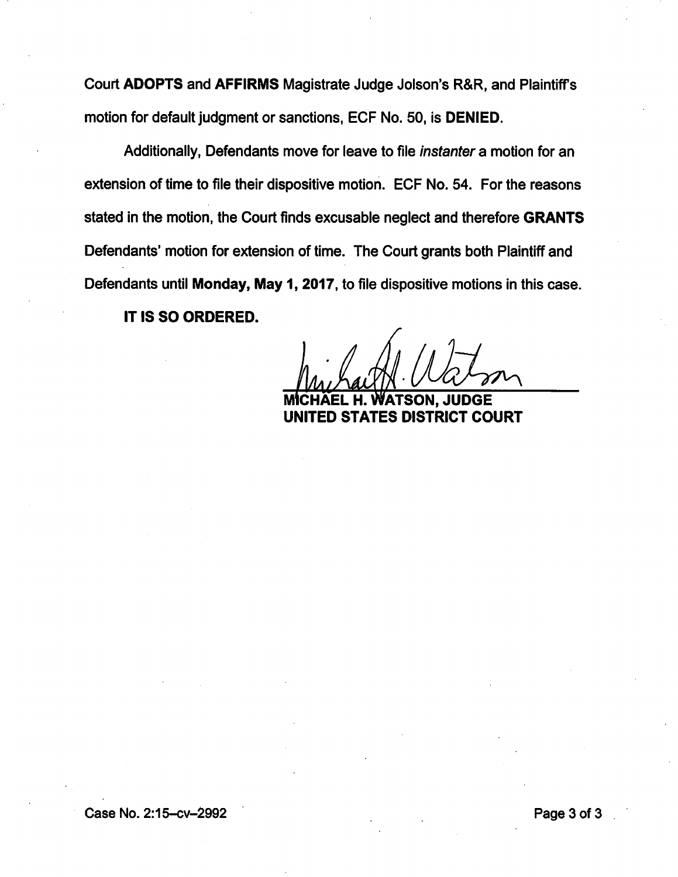Court **ADOPTS** and **AFFIRMS** Magistrate Judge Jolson's R&R, and Plaintiff's motion for default judgment or sanctions, ECF No. 50, is **DENIED**.

Additionally, Defendants move for leave to file *instanter* a motion for an extension of time to file their dispositive motion. ECF No. 54. For the reasons stated in the motion, the Court finds excusable neglect and therefore **GRANTS** Defendants' motion for extension of time. The Court grants both Plaintiff and Defendants until **Monday, May 1, 2017**, to file dispositive motions in this case.

**IT IS SO ORDERED.**

**MICHAEL H. WATSON, JUDGE**
**UNITED STATES DISTRICT COURT**

Case No. 2:15–cv–2992